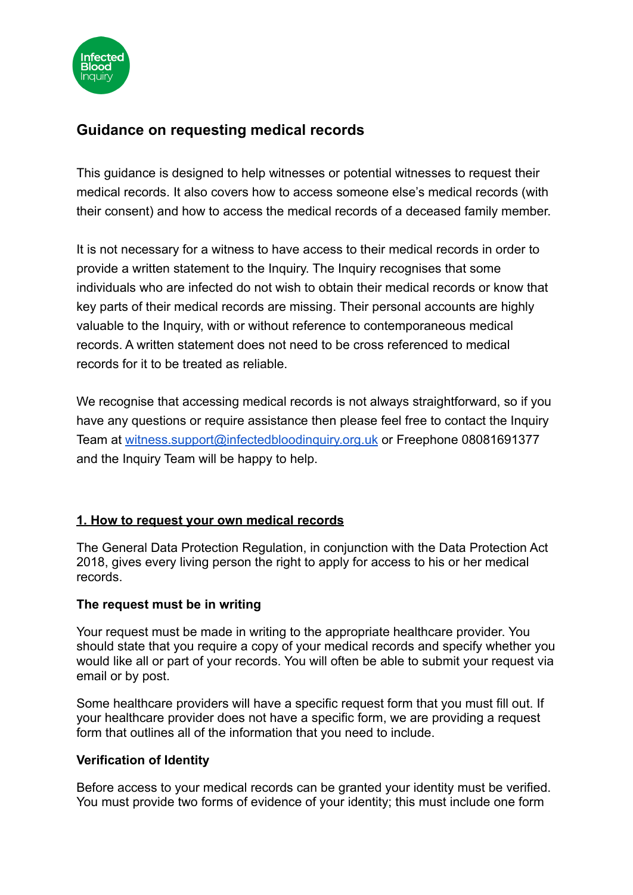## Guidance on requesting medical records

This guidance is designed to help witnesses or potential witnesses to request their medical records. It also covers how to access someone else's medical records (with their consent) and how to access the medical records of a deceased family member.

It is not necessary for a witness to have access to their medical records in order to provide a written statement to the Inquiry. The Inquiry recognises that some individuals who are infected do not wish to obtain their medical records or know that key parts of their medical records are missing. Their personal accounts are highly valuable to the Inquiry, with or without reference to contemporaneous medical records. A written statement does not need to be cross referenced to medical records for it to be treated as reliable.

We recognise that accessing medical records is not always straightforward, so if you have any questions or require assistance then please feel free to contact the Inquiry Team at witness.support@infectedbloodinquiry.org.uk or Freephone 08081691377 and the Inquiry Team will be happy to help.

### 1. How to request your own medical records

The General Data Protection Regulation, in conjunction with the Data Protection Act 2018, gives every living person the right to apply for access to his or her medical records.

**The request must be in writing**

Your request must be made in writing to the appropriate healthcare provider. You should state that you require a copy of your medical records and specify whether you would like all or part of your records. You will often be able to submit your request via email or by post.

Some healthcare providers will have a specific request form that you must fill out. If your healthcare provider does not have a specific form, we are providing a request form that outlines all of the information that you need to include.

**Verification of Identity**

Before access to your medical records can be granted your identity must be verified. You must provide two forms of evidence of your identity; this must include one form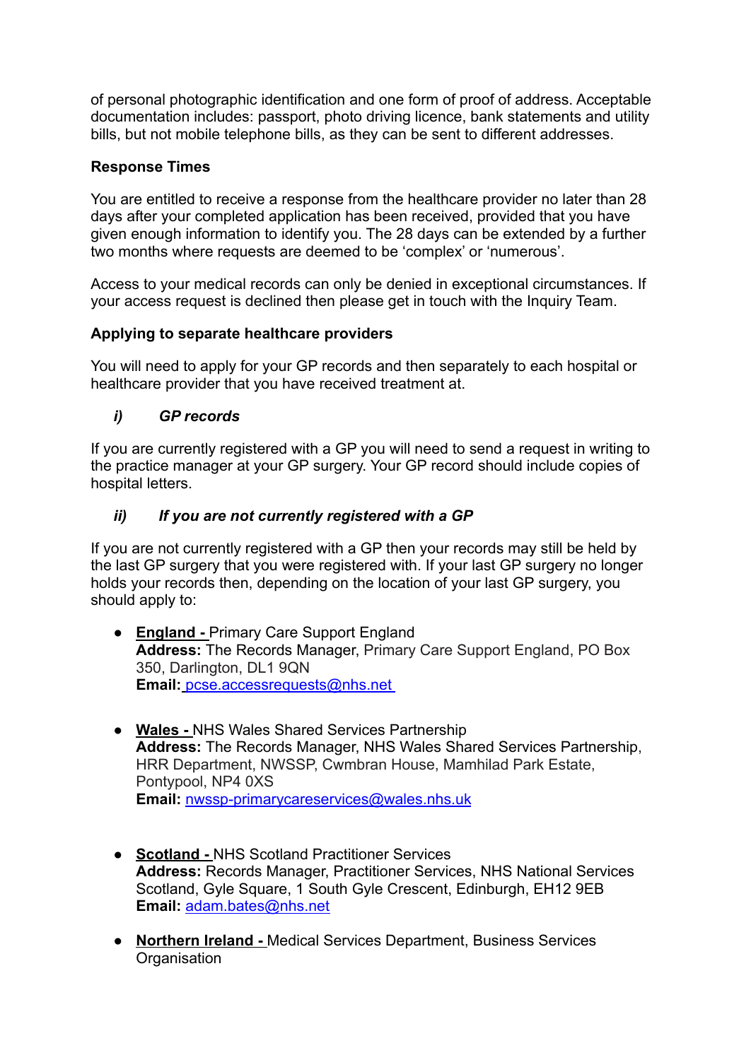of personal photographic identification and one form of proof of address. Acceptable documentation includes: passport, photo driving licence, bank statements and utility bills, but not mobile telephone bills, as they can be sent to different addresses.

**Response Times**

You are entitled to receive a response from the healthcare provider no later than 28 days after your completed application has been received, provided that you have given enough information to identify you. The 28 days can be extended by a further two months where requests are deemed to be 'complex' or 'numerous'.

Access to your medical records can only be denied in exceptional circumstances. If your access request is declined then please get in touch with the Inquiry Team.

**Applying to separate healthcare providers**

You will need to apply for your GP records and then separately to each hospital or healthcare provider that you have received treatment at.

***i) GP records***

If you are currently registered with a GP you will need to send a request in writing to the practice manager at your GP surgery. Your GP record should include copies of hospital letters.

***ii) If you are not currently registered with a GP***

If you are not currently registered with a GP then your records may still be held by the last GP surgery that you were registered with. If your last GP surgery no longer holds your records then, depending on the location of your last GP surgery, you should apply to:

- **England -** Primary Care Support England
  **Address:** The Records Manager, Primary Care Support England, PO Box 350, Darlington, DL1 9QN
  **Email:** pcse.accessrequests@nhs.net

- **Wales -** NHS Wales Shared Services Partnership
  **Address:** The Records Manager, NHS Wales Shared Services Partnership, HRR Department, NWSSP, Cwmbran House, Mamhilad Park Estate, Pontypool, NP4 0XS
  **Email:** nwssp-primarycareservices@wales.nhs.uk

- **Scotland -** NHS Scotland Practitioner Services
  **Address:** Records Manager, Practitioner Services, NHS National Services Scotland, Gyle Square, 1 South Gyle Crescent, Edinburgh, EH12 9EB
  **Email:** adam.bates@nhs.net

- **Northern Ireland -** Medical Services Department, Business Services Organisation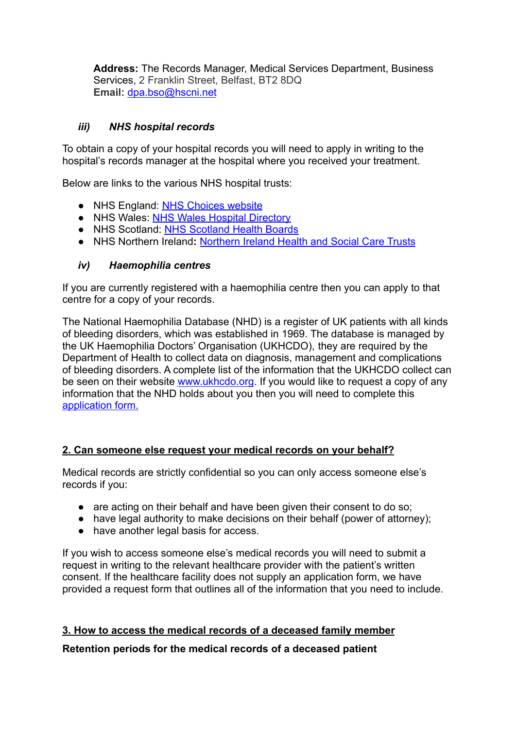**Address:** The Records Manager, Medical Services Department, Business Services, 2 Franklin Street, Belfast, BT2 8DQ
**Email:** dpa.bso@hscni.net

### *iii) NHS hospital records*

To obtain a copy of your hospital records you will need to apply in writing to the hospital's records manager at the hospital where you received your treatment.

Below are links to the various NHS hospital trusts:

- NHS England: NHS Choices website
- NHS Wales: NHS Wales Hospital Directory
- NHS Scotland: NHS Scotland Health Boards
- NHS Northern Ireland**:** Northern Ireland Health and Social Care Trusts

### *iv) Haemophilia centres*

If you are currently registered with a haemophilia centre then you can apply to that centre for a copy of your records.

The National Haemophilia Database (NHD) is a register of UK patients with all kinds of bleeding disorders, which was established in 1969. The database is managed by the UK Haemophilia Doctors' Organisation (UKHCDO), they are required by the Department of Health to collect data on diagnosis, management and complications of bleeding disorders. A complete list of the information that the UKHCDO collect can be seen on their website www.ukhcdo.org. If you would like to request a copy of any information that the NHD holds about you then you will need to complete this application form.

## 2. Can someone else request your medical records on your behalf?

Medical records are strictly confidential so you can only access someone else's records if you:

- are acting on their behalf and have been given their consent to do so;
- have legal authority to make decisions on their behalf (power of attorney);
- have another legal basis for access.

If you wish to access someone else's medical records you will need to submit a request in writing to the relevant healthcare provider with the patient's written consent. If the healthcare facility does not supply an application form, we have provided a request form that outlines all of the information that you need to include.

## 3. How to access the medical records of a deceased family member

**Retention periods for the medical records of a deceased patient**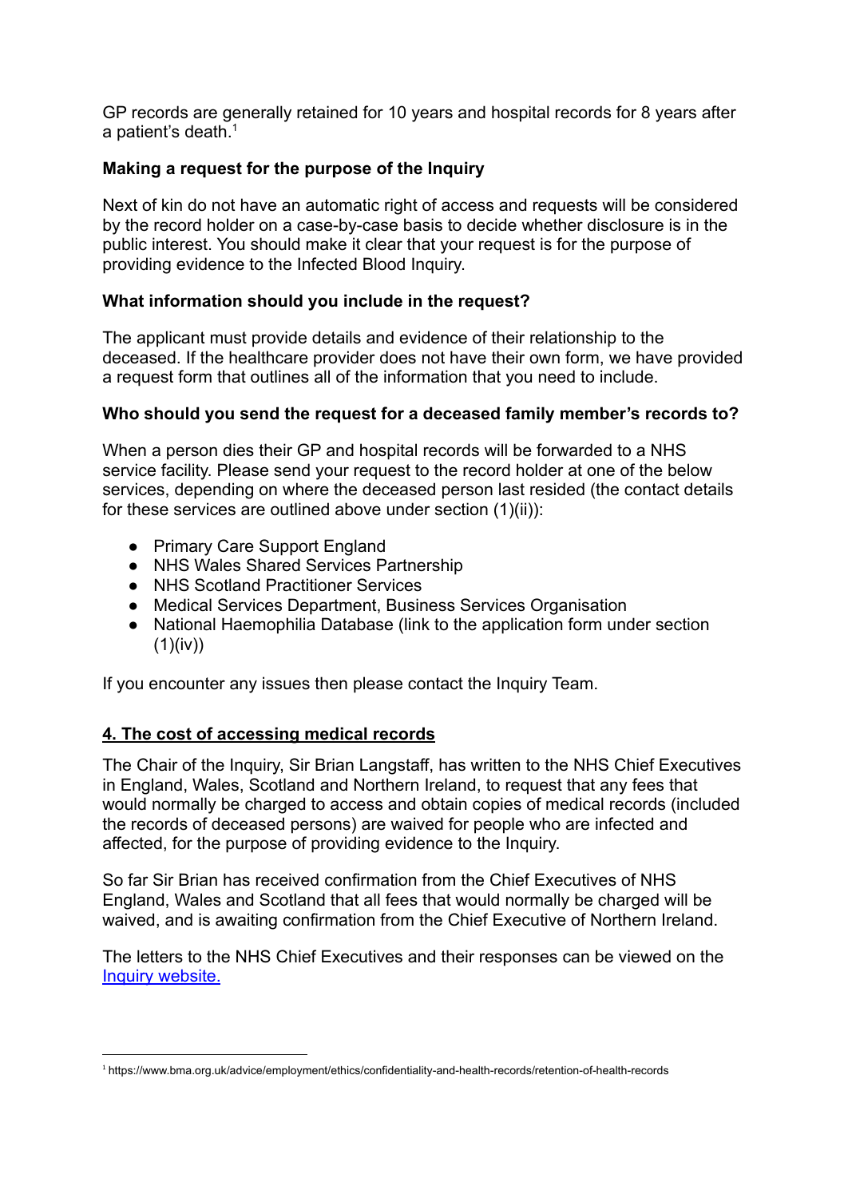GP records are generally retained for 10 years and hospital records for 8 years after a patient's death.[1]

**Making a request for the purpose of the Inquiry**

Next of kin do not have an automatic right of access and requests will be considered by the record holder on a case-by-case basis to decide whether disclosure is in the public interest. You should make it clear that your request is for the purpose of providing evidence to the Infected Blood Inquiry.

**What information should you include in the request?**

The applicant must provide details and evidence of their relationship to the deceased. If the healthcare provider does not have their own form, we have provided a request form that outlines all of the information that you need to include.

**Who should you send the request for a deceased family member's records to?**

When a person dies their GP and hospital records will be forwarded to a NHS service facility. Please send your request to the record holder at one of the below services, depending on where the deceased person last resided (the contact details for these services are outlined above under section (1)(ii)):

- Primary Care Support England
- NHS Wales Shared Services Partnership
- NHS Scotland Practitioner Services
- Medical Services Department, Business Services Organisation
- National Haemophilia Database (link to the application form under section (1)(iv))

If you encounter any issues then please contact the Inquiry Team.

## 4. The cost of accessing medical records

The Chair of the Inquiry, Sir Brian Langstaff, has written to the NHS Chief Executives in England, Wales, Scotland and Northern Ireland, to request that any fees that would normally be charged to access and obtain copies of medical records (included the records of deceased persons) are waived for people who are infected and affected, for the purpose of providing evidence to the Inquiry.

So far Sir Brian has received confirmation from the Chief Executives of NHS England, Wales and Scotland that all fees that would normally be charged will be waived, and is awaiting confirmation from the Chief Executive of Northern Ireland.

The letters to the NHS Chief Executives and their responses can be viewed on the [Inquiry website.]()

---

[1] https://www.bma.org.uk/advice/employment/ethics/confidentiality-and-health-records/retention-of-health-records